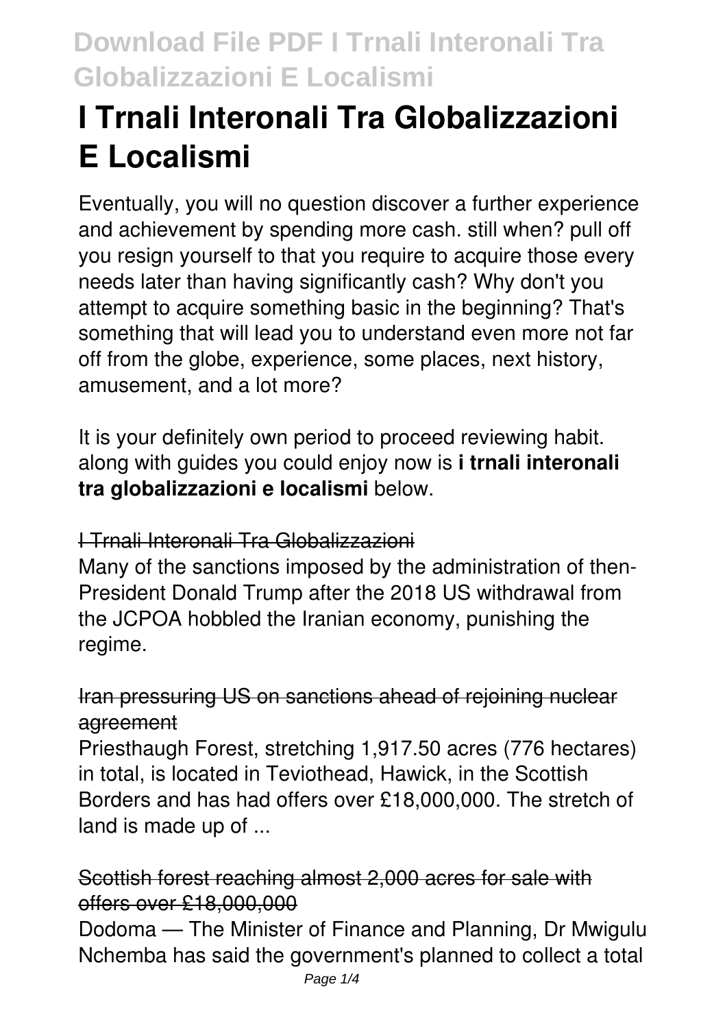# I Trnali Interonali Tra Globalizzazioni E Localismi

Eventually, you will no question discover a further experience and achievement by spending more cash. still when? pull off you resign yourself to that you require to acquire those every needs later than having significantly cash? Why don't you attempt to acquire something basic in the beginning? That's something that will lead you to understand even more not far off from the globe, experience, some places, next history, amusement, and a lot more?

It is your definitely own period to proceed reviewing habit. along with guides you could enjoy now is **i trnali interonali tra globalizzazioni e localismi** below.

## I Trnali Interonali Tra Globalizzazioni

Many of the sanctions imposed by the administration of then-President Donald Trump after the 2018 US withdrawal from the JCPOA hobbled the Iranian economy, punishing the regime.

## Iran pressuring US on sanctions ahead of rejoining nuclear agreement

Priesthaugh Forest, stretching 1,917.50 acres (776 hectares) in total, is located in Teviothead, Hawick, in the Scottish Borders and has had offers over £18,000,000. The stretch of land is made up of ...

## Scottish forest reaching almost 2,000 acres for sale with offers over £18,000,000

Dodoma — The Minister of Finance and Planning, Dr Mwigulu Nchemba has said the government's planned to collect a total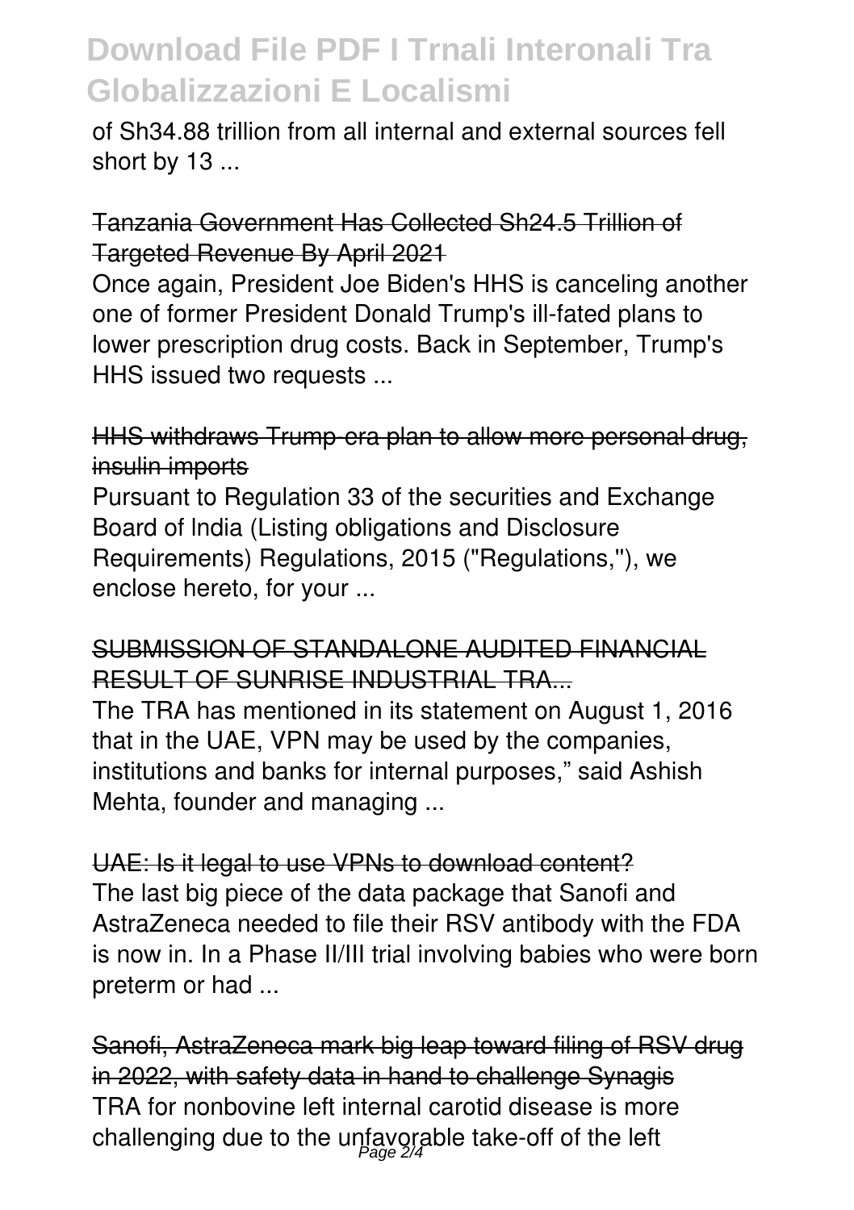of Sh34.88 trillion from all internal and external sources fell short by 13 ...

## Tanzania Government Has Collected Sh24.5 Trillion of Targeted Revenue By April 2021

Once again, President Joe Biden's HHS is canceling another one of former President Donald Trump's ill-fated plans to lower prescription drug costs. Back in September, Trump's HHS issued two requests ...

## HHS withdraws Trump-era plan to allow more personal drug, insulin imports

Pursuant to Regulation 33 of the securities and Exchange Board of India (Listing obligations and Disclosure Requirements) Regulations, 2015 ("Regulations,"), we enclose hereto, for your ...

## SUBMISSION OF STANDALONE AUDITED FINANCIAL RESULT OF SUNRISE INDUSTRIAL TRA...

The TRA has mentioned in its statement on August 1, 2016 that in the UAE, VPN may be used by the companies, institutions and banks for internal purposes," said Ashish Mehta, founder and managing ...

## UAE: Is it legal to use VPNs to download content?

The last big piece of the data package that Sanofi and AstraZeneca needed to file their RSV antibody with the FDA is now in. In a Phase II/III trial involving babies who were born preterm or had ...

## Sanofi, AstraZeneca mark big leap toward filing of RSV drug in 2022, with safety data in hand to challenge Synagis

TRA for nonbovine left internal carotid disease is more challenging due to the unfavorable take-off of the left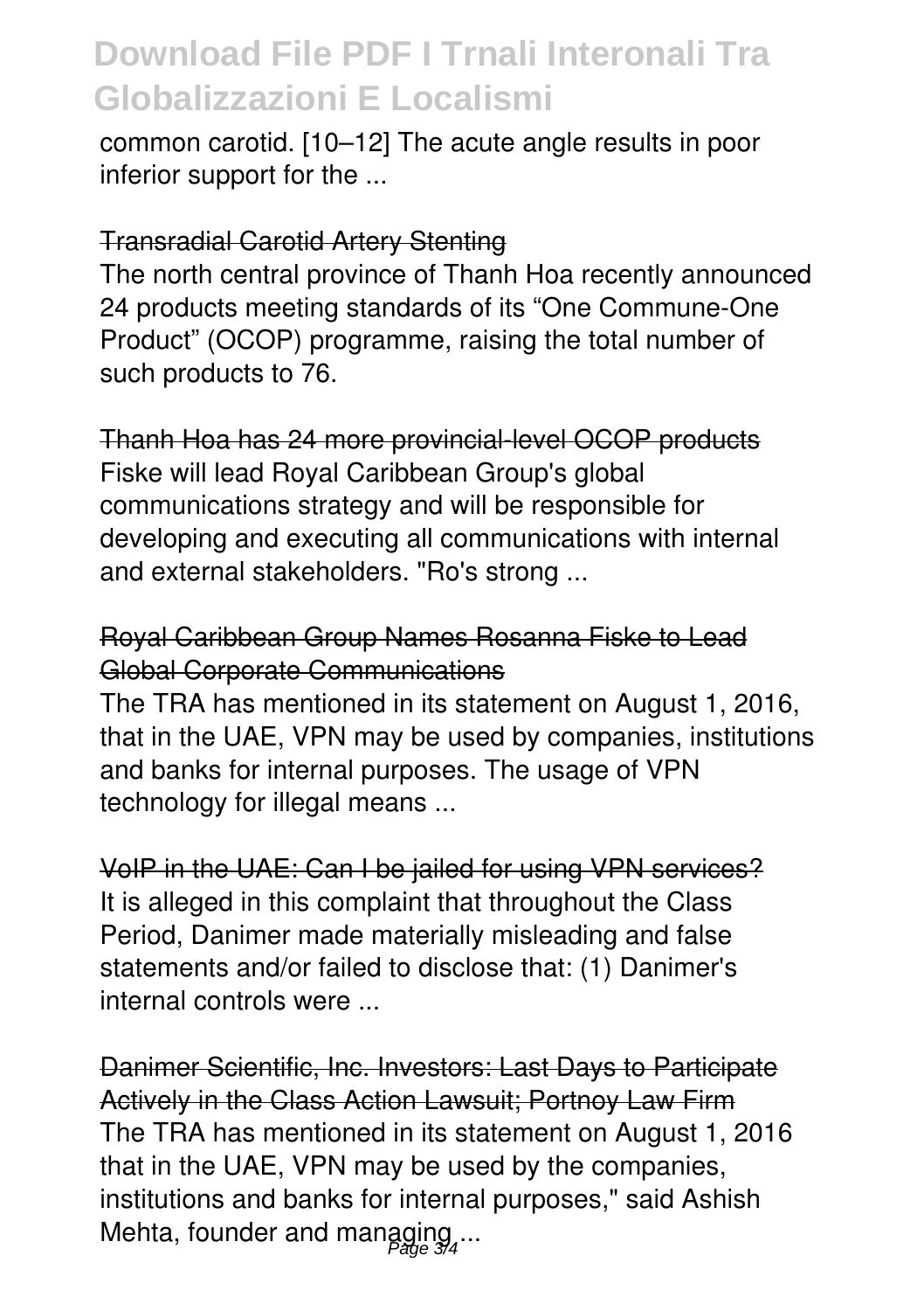common carotid. [10–12] The acute angle results in poor inferior support for the ...

## Transradial Carotid Artery Stenting

The north central province of Thanh Hoa recently announced 24 products meeting standards of its "One Commune-One Product" (OCOP) programme, raising the total number of such products to 76.

## Thanh Hoa has 24 more provincial-level OCOP products

Fiske will lead Royal Caribbean Group's global communications strategy and will be responsible for developing and executing all communications with internal and external stakeholders. "Ro's strong ...

## Royal Caribbean Group Names Rosanna Fiske to Lead Global Corporate Communications

The TRA has mentioned in its statement on August 1, 2016, that in the UAE, VPN may be used by companies, institutions and banks for internal purposes. The usage of VPN technology for illegal means ...

## VoIP in the UAE: Can I be jailed for using VPN services?

It is alleged in this complaint that throughout the Class Period, Danimer made materially misleading and false statements and/or failed to disclose that: (1) Danimer's internal controls were ...

## Danimer Scientific, Inc. Investors: Last Days to Participate Actively in the Class Action Lawsuit; Portnoy Law Firm

The TRA has mentioned in its statement on August 1, 2016 that in the UAE, VPN may be used by the companies, institutions and banks for internal purposes," said Ashish Mehta, founder and managing ...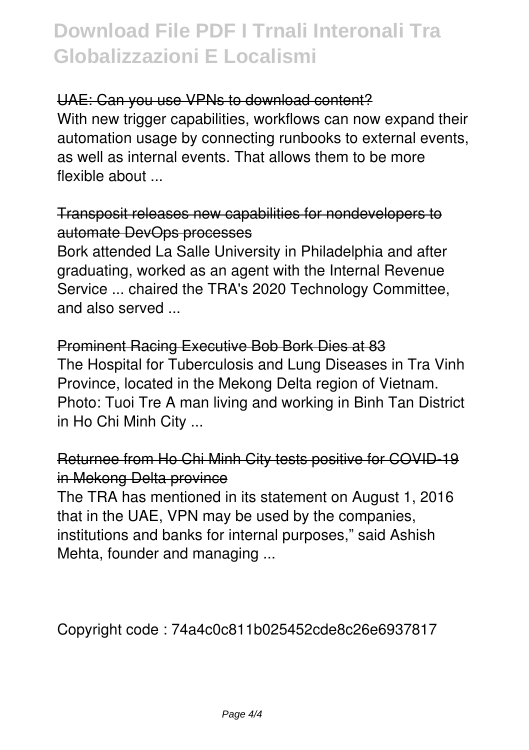UAE: Can you use VPNs to download content?

With new trigger capabilities, workflows can now expand their automation usage by connecting runbooks to external events, as well as internal events. That allows them to be more flexible about ...

Transposit releases new capabilities for nondevelopers to automate DevOps processes

Bork attended La Salle University in Philadelphia and after graduating, worked as an agent with the Internal Revenue Service ... chaired the TRA's 2020 Technology Committee, and also served ...

Prominent Racing Executive Bob Bork Dies at 83

The Hospital for Tuberculosis and Lung Diseases in Tra Vinh Province, located in the Mekong Delta region of Vietnam. Photo: Tuoi Tre A man living and working in Binh Tan District in Ho Chi Minh City ...

Returnee from Ho Chi Minh City tests positive for COVID-19 in Mekong Delta province

The TRA has mentioned in its statement on August 1, 2016 that in the UAE, VPN may be used by the companies, institutions and banks for internal purposes," said Ashish Mehta, founder and managing ...

Copyright code : 74a4c0c811b025452cde8c26e6937817